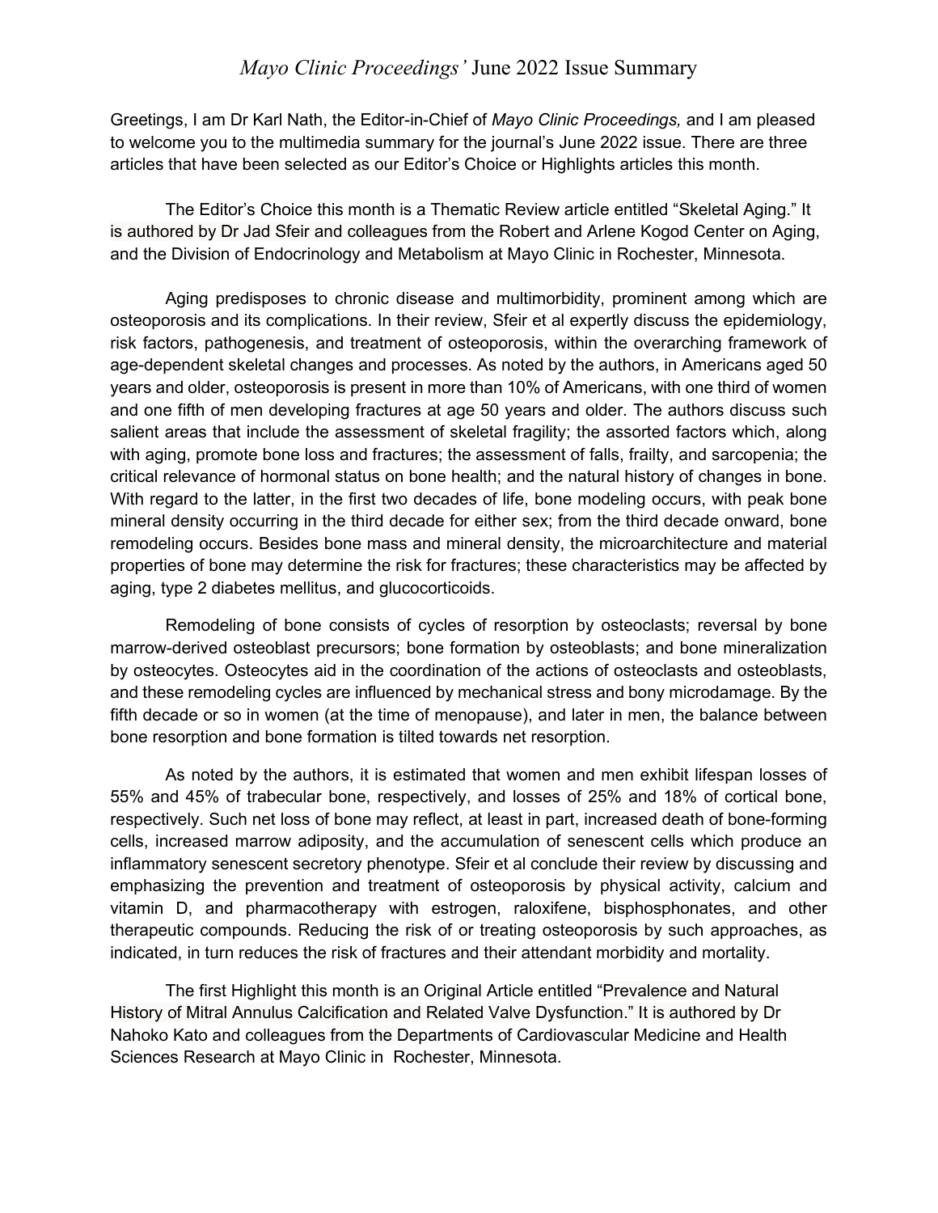# *Mayo Clinic Proceedings'* June 2022 Issue Summary

Greetings, I am Dr Karl Nath, the Editor-in-Chief of *Mayo Clinic Proceedings,* and I am pleased to welcome you to the multimedia summary for the journal's June 2022 issue. There are three articles that have been selected as our Editor's Choice or Highlights articles this month.

The Editor's Choice this month is a Thematic Review article entitled "Skeletal Aging." It is authored by Dr Jad Sfeir and colleagues from the Robert and Arlene Kogod Center on Aging, and the Division of Endocrinology and Metabolism at Mayo Clinic in Rochester, Minnesota.

Aging predisposes to chronic disease and multimorbidity, prominent among which are osteoporosis and its complications. In their review, Sfeir et al expertly discuss the epidemiology, risk factors, pathogenesis, and treatment of osteoporosis, within the overarching framework of age-dependent skeletal changes and processes. As noted by the authors, in Americans aged 50 years and older, osteoporosis is present in more than 10% of Americans, with one third of women and one fifth of men developing fractures at age 50 years and older. The authors discuss such salient areas that include the assessment of skeletal fragility; the assorted factors which, along with aging, promote bone loss and fractures; the assessment of falls, frailty, and sarcopenia; the critical relevance of hormonal status on bone health; and the natural history of changes in bone. With regard to the latter, in the first two decades of life, bone modeling occurs, with peak bone mineral density occurring in the third decade for either sex; from the third decade onward, bone remodeling occurs. Besides bone mass and mineral density, the microarchitecture and material properties of bone may determine the risk for fractures; these characteristics may be affected by aging, type 2 diabetes mellitus, and glucocorticoids.

Remodeling of bone consists of cycles of resorption by osteoclasts; reversal by bone marrow-derived osteoblast precursors; bone formation by osteoblasts; and bone mineralization by osteocytes. Osteocytes aid in the coordination of the actions of osteoclasts and osteoblasts, and these remodeling cycles are influenced by mechanical stress and bony microdamage. By the fifth decade or so in women (at the time of menopause), and later in men, the balance between bone resorption and bone formation is tilted towards net resorption.

As noted by the authors, it is estimated that women and men exhibit lifespan losses of 55% and 45% of trabecular bone, respectively, and losses of 25% and 18% of cortical bone, respectively. Such net loss of bone may reflect, at least in part, increased death of bone-forming cells, increased marrow adiposity, and the accumulation of senescent cells which produce an inflammatory senescent secretory phenotype. Sfeir et al conclude their review by discussing and emphasizing the prevention and treatment of osteoporosis by physical activity, calcium and vitamin D, and pharmacotherapy with estrogen, raloxifene, bisphosphonates, and other therapeutic compounds. Reducing the risk of or treating osteoporosis by such approaches, as indicated, in turn reduces the risk of fractures and their attendant morbidity and mortality.

The first Highlight this month is an Original Article entitled "Prevalence and Natural History of Mitral Annulus Calcification and Related Valve Dysfunction." It is authored by Dr Nahoko Kato and colleagues from the Departments of Cardiovascular Medicine and Health Sciences Research at Mayo Clinic in Rochester, Minnesota.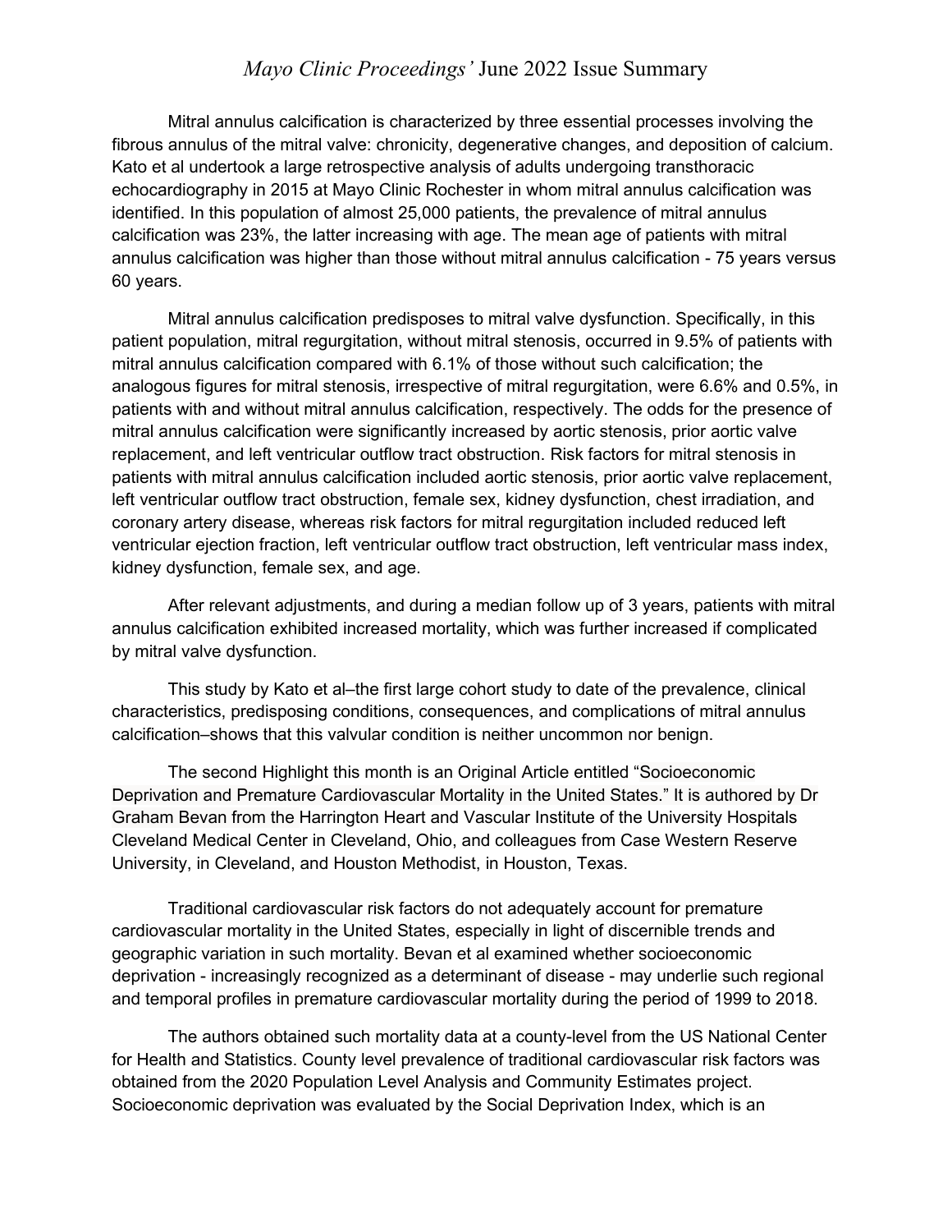# *Mayo Clinic Proceedings'* June 2022 Issue Summary

Mitral annulus calcification is characterized by three essential processes involving the fibrous annulus of the mitral valve: chronicity, degenerative changes, and deposition of calcium. Kato et al undertook a large retrospective analysis of adults undergoing transthoracic echocardiography in 2015 at Mayo Clinic Rochester in whom mitral annulus calcification was identified. In this population of almost 25,000 patients, the prevalence of mitral annulus calcification was 23%, the latter increasing with age. The mean age of patients with mitral annulus calcification was higher than those without mitral annulus calcification - 75 years versus 60 years.

Mitral annulus calcification predisposes to mitral valve dysfunction. Specifically, in this patient population, mitral regurgitation, without mitral stenosis, occurred in 9.5% of patients with mitral annulus calcification compared with 6.1% of those without such calcification; the analogous figures for mitral stenosis, irrespective of mitral regurgitation, were 6.6% and 0.5%, in patients with and without mitral annulus calcification, respectively. The odds for the presence of mitral annulus calcification were significantly increased by aortic stenosis, prior aortic valve replacement, and left ventricular outflow tract obstruction. Risk factors for mitral stenosis in patients with mitral annulus calcification included aortic stenosis, prior aortic valve replacement, left ventricular outflow tract obstruction, female sex, kidney dysfunction, chest irradiation, and coronary artery disease, whereas risk factors for mitral regurgitation included reduced left ventricular ejection fraction, left ventricular outflow tract obstruction, left ventricular mass index, kidney dysfunction, female sex, and age.

After relevant adjustments, and during a median follow up of 3 years, patients with mitral annulus calcification exhibited increased mortality, which was further increased if complicated by mitral valve dysfunction.

This study by Kato et al–the first large cohort study to date of the prevalence, clinical characteristics, predisposing conditions, consequences, and complications of mitral annulus calcification–shows that this valvular condition is neither uncommon nor benign.

The second Highlight this month is an Original Article entitled "Socioeconomic Deprivation and Premature Cardiovascular Mortality in the United States." It is authored by Dr Graham Bevan from the Harrington Heart and Vascular Institute of the University Hospitals Cleveland Medical Center in Cleveland, Ohio, and colleagues from Case Western Reserve University, in Cleveland, and Houston Methodist, in Houston, Texas.

Traditional cardiovascular risk factors do not adequately account for premature cardiovascular mortality in the United States, especially in light of discernible trends and geographic variation in such mortality. Bevan et al examined whether socioeconomic deprivation - increasingly recognized as a determinant of disease - may underlie such regional and temporal profiles in premature cardiovascular mortality during the period of 1999 to 2018.

The authors obtained such mortality data at a county-level from the US National Center for Health and Statistics. County level prevalence of traditional cardiovascular risk factors was obtained from the 2020 Population Level Analysis and Community Estimates project. Socioeconomic deprivation was evaluated by the Social Deprivation Index, which is an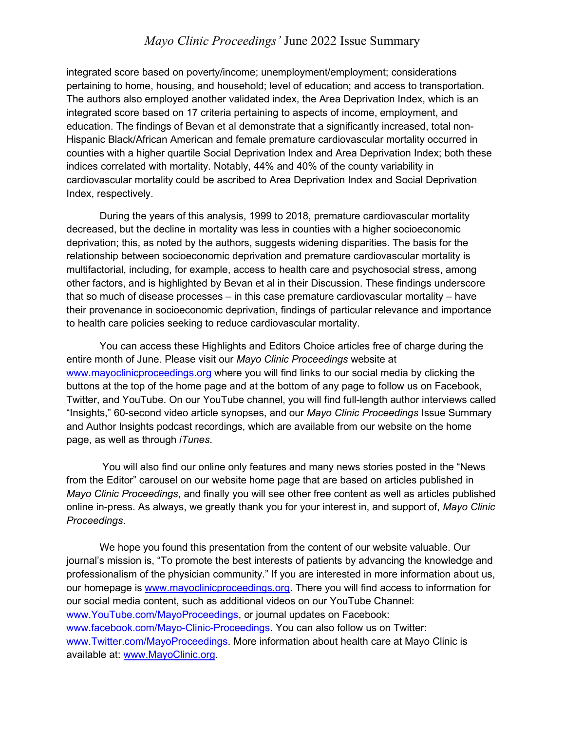integrated score based on poverty/income; unemployment/employment; considerations pertaining to home, housing, and household; level of education; and access to transportation. The authors also employed another validated index, the Area Deprivation Index, which is an integrated score based on 17 criteria pertaining to aspects of income, employment, and education. The findings of Bevan et al demonstrate that a significantly increased, total non-Hispanic Black/African American and female premature cardiovascular mortality occurred in counties with a higher quartile Social Deprivation Index and Area Deprivation Index; both these indices correlated with mortality. Notably, 44% and 40% of the county variability in cardiovascular mortality could be ascribed to Area Deprivation Index and Social Deprivation Index, respectively.

During the years of this analysis, 1999 to 2018, premature cardiovascular mortality decreased, but the decline in mortality was less in counties with a higher socioeconomic deprivation; this, as noted by the authors, suggests widening disparities. The basis for the relationship between socioeconomic deprivation and premature cardiovascular mortality is multifactorial, including, for example, access to health care and psychosocial stress, among other factors, and is highlighted by Bevan et al in their Discussion. These findings underscore that so much of disease processes – in this case premature cardiovascular mortality – have their provenance in socioeconomic deprivation, findings of particular relevance and importance to health care policies seeking to reduce cardiovascular mortality.

You can access these Highlights and Editors Choice articles free of charge during the entire month of June. Please visit our *Mayo Clinic Proceedings* website at [www.mayoclinicproceedings.org](http://www.mayoclinicproceedings.org) where you will find links to our social media by clicking the buttons at the top of the home page and at the bottom of any page to follow us on Facebook, Twitter, and YouTube. On our YouTube channel, you will find full-length author interviews called "Insights," 60-second video article synopses, and our *Mayo Clinic Proceedings* Issue Summary and Author Insights podcast recordings, which are available from our website on the home page, as well as through *iTunes*.

You will also find our online only features and many news stories posted in the "News from the Editor" carousel on our website home page that are based on articles published in *Mayo Clinic Proceedings*, and finally you will see other free content as well as articles published online in-press. As always, we greatly thank you for your interest in, and support of, *Mayo Clinic Proceedings*.

We hope you found this presentation from the content of our website valuable. Our journal's mission is, "To promote the best interests of patients by advancing the knowledge and professionalism of the physician community." If you are interested in more information about us, our homepage is [www.mayoclinicproceedings.org](http://www.mayoclinicproceedings.org). There you will find access to information for our social media content, such as additional videos on our YouTube Channel: www.YouTube.com/MayoProceedings, or journal updates on Facebook: www.facebook.com/Mayo-Clinic-Proceedings. You can also follow us on Twitter: www.Twitter.com/MayoProceedings. More information about health care at Mayo Clinic is available at: [www.MayoClinic.org](http://www.MayoClinic.org).